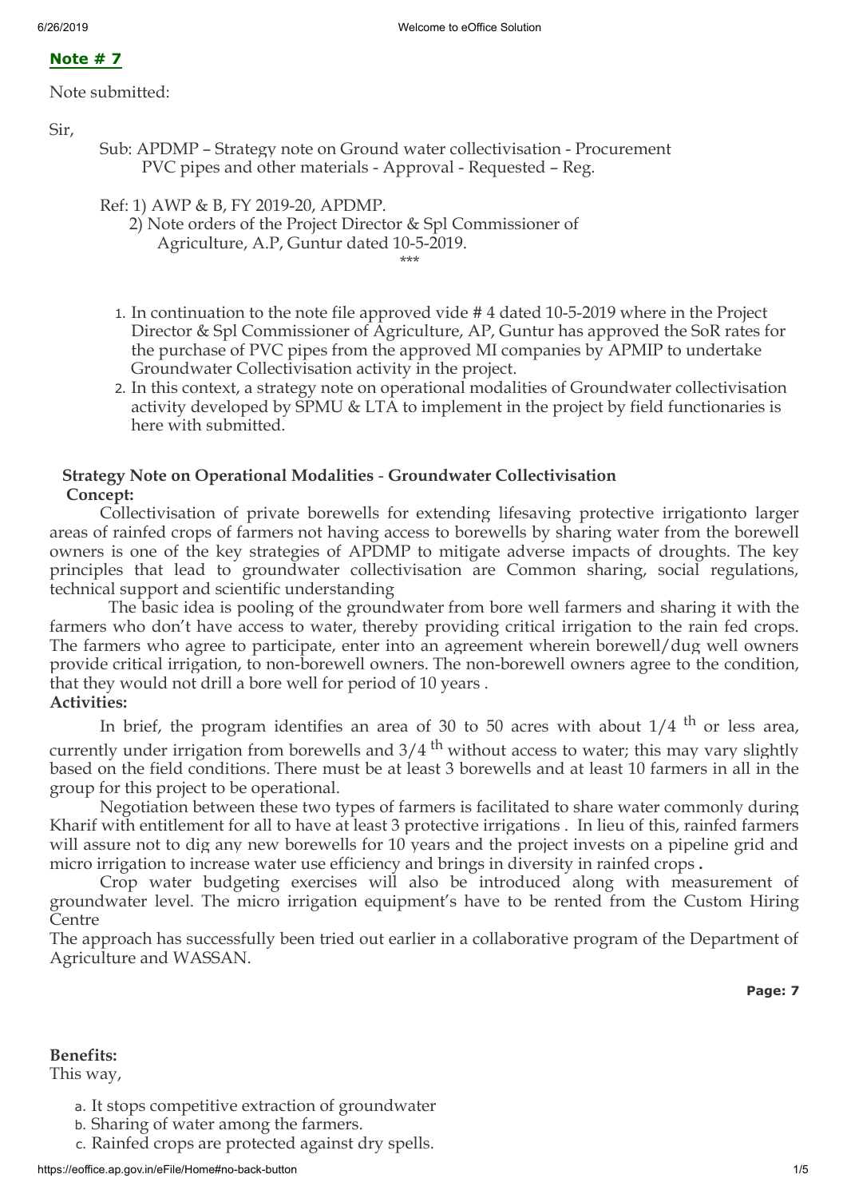**Note # 7**

Note submitted:

Sir,

Sub: APDMP – Strategy note on Ground water collectivisation - Procurement PVC pipes and other materials - Approval - Requested – Reg.

Ref: 1) AWP & B, FY 2019-20, APDMP.
2) Note orders of the Project Director & Spl Commissioner of Agriculture, A.P, Guntur dated 10-5-2019.

***

1. In continuation to the note file approved vide # 4 dated 10-5-2019 where in the Project Director & Spl Commissioner of Agriculture, AP, Guntur has approved the SoR rates for the purchase of PVC pipes from the approved MI companies by APMIP to undertake Groundwater Collectivisation activity in the project.
2. In this context, a strategy note on operational modalities of Groundwater collectivisation activity developed by SPMU & LTA to implement in the project by field functionaries is here with submitted.

**Strategy Note on Operational Modalities - Groundwater Collectivisation**

**Concept:**

Collectivisation of private borewells for extending lifesaving protective irrigationto larger areas of rainfed crops of farmers not having access to borewells by sharing water from the borewell owners is one of the key strategies of APDMP to mitigate adverse impacts of droughts. The key principles that lead to groundwater collectivisation are Common sharing, social regulations, technical support and scientific understanding

The basic idea is pooling of the groundwater from bore well farmers and sharing it with the farmers who don't have access to water, thereby providing critical irrigation to the rain fed crops. The farmers who agree to participate, enter into an agreement wherein borewell/dug well owners provide critical irrigation, to non-borewell owners. The non-borewell owners agree to the condition, that they would not drill a bore well for period of 10 years .

**Activities:**

In brief, the program identifies an area of 30 to 50 acres with about $1/4^{th}$ or less area, currently under irrigation from borewells and $3/4^{th}$ without access to water; this may vary slightly based on the field conditions. There must be at least 3 borewells and at least 10 farmers in all in the group for this project to be operational.

Negotiation between these two types of farmers is facilitated to share water commonly during Kharif with entitlement for all to have at least 3 protective irrigations . In lieu of this, rainfed farmers will assure not to dig any new borewells for 10 years and the project invests on a pipeline grid and micro irrigation to increase water use efficiency and brings in diversity in rainfed crops **.**

Crop water budgeting exercises will also be introduced along with measurement of groundwater level. The micro irrigation equipment's have to be rented from the Custom Hiring Centre

The approach has successfully been tried out earlier in a collaborative program of the Department of Agriculture and WASSAN.

**Benefits:**

This way,

a. It stops competitive extraction of groundwater
b. Sharing of water among the farmers.
c. Rainfed crops are protected against dry spells.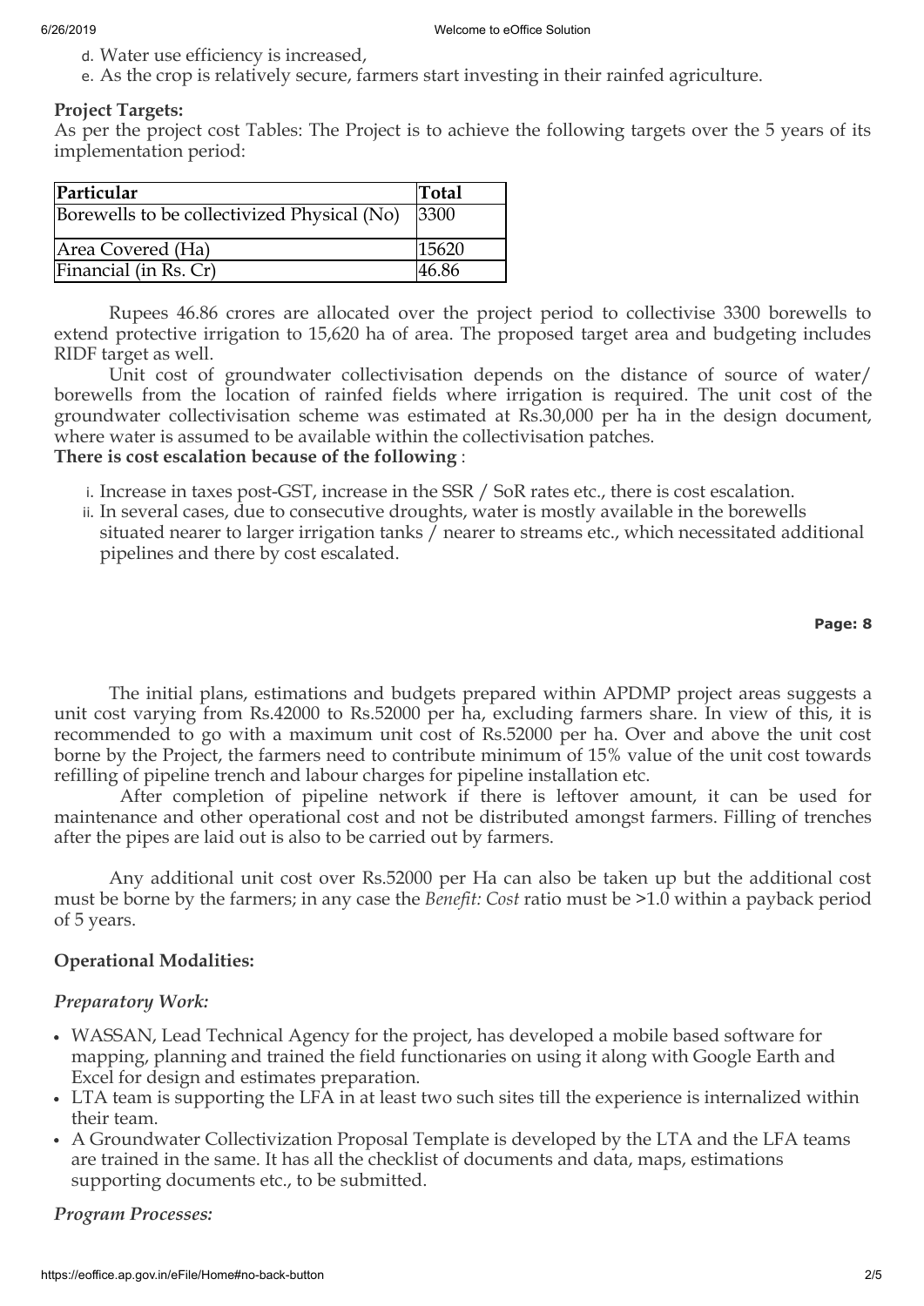d. Water use efficiency is increased,
e. As the crop is relatively secure, farmers start investing in their rainfed agriculture.

**Project Targets:**

As per the project cost Tables: The Project is to achieve the following targets over the 5 years of its implementation period:

| Particular | Total |
|---|---|
| Borewells to be collectivized Physical (No) | 3300 |
| Area Covered (Ha) | 15620 |
| Financial (in Rs. Cr) | 46.86 |

Rupees 46.86 crores are allocated over the project period to collectivise 3300 borewells to extend protective irrigation to 15,620 ha of area. The proposed target area and budgeting includes RIDF target as well.

Unit cost of groundwater collectivisation depends on the distance of source of water/ borewells from the location of rainfed fields where irrigation is required. The unit cost of the groundwater collectivisation scheme was estimated at Rs.30,000 per ha in the design document, where water is assumed to be available within the collectivisation patches.

**There is cost escalation because of the following** :

i. Increase in taxes post-GST, increase in the SSR / SoR rates etc., there is cost escalation.
ii. In several cases, due to consecutive droughts, water is mostly available in the borewells situated nearer to larger irrigation tanks / nearer to streams etc., which necessitated additional pipelines and there by cost escalated.

The initial plans, estimations and budgets prepared within APDMP project areas suggests a unit cost varying from Rs.42000 to Rs.52000 per ha, excluding farmers share. In view of this, it is recommended to go with a maximum unit cost of Rs.52000 per ha. Over and above the unit cost borne by the Project, the farmers need to contribute minimum of 15% value of the unit cost towards refilling of pipeline trench and labour charges for pipeline installation etc.

After completion of pipeline network if there is leftover amount, it can be used for maintenance and other operational cost and not be distributed amongst farmers. Filling of trenches after the pipes are laid out is also to be carried out by farmers.

Any additional unit cost over Rs.52000 per Ha can also be taken up but the additional cost must be borne by the farmers; in any case the *Benefit: Cost* ratio must be >1.0 within a payback period of 5 years.

**Operational Modalities:**

***Preparatory Work:***

- WASSAN, Lead Technical Agency for the project, has developed a mobile based software for mapping, planning and trained the field functionaries on using it along with Google Earth and Excel for design and estimates preparation.
- LTA team is supporting the LFA in at least two such sites till the experience is internalized within their team.
- A Groundwater Collectivization Proposal Template is developed by the LTA and the LFA teams are trained in the same. It has all the checklist of documents and data, maps, estimations supporting documents etc., to be submitted.

***Program Processes:***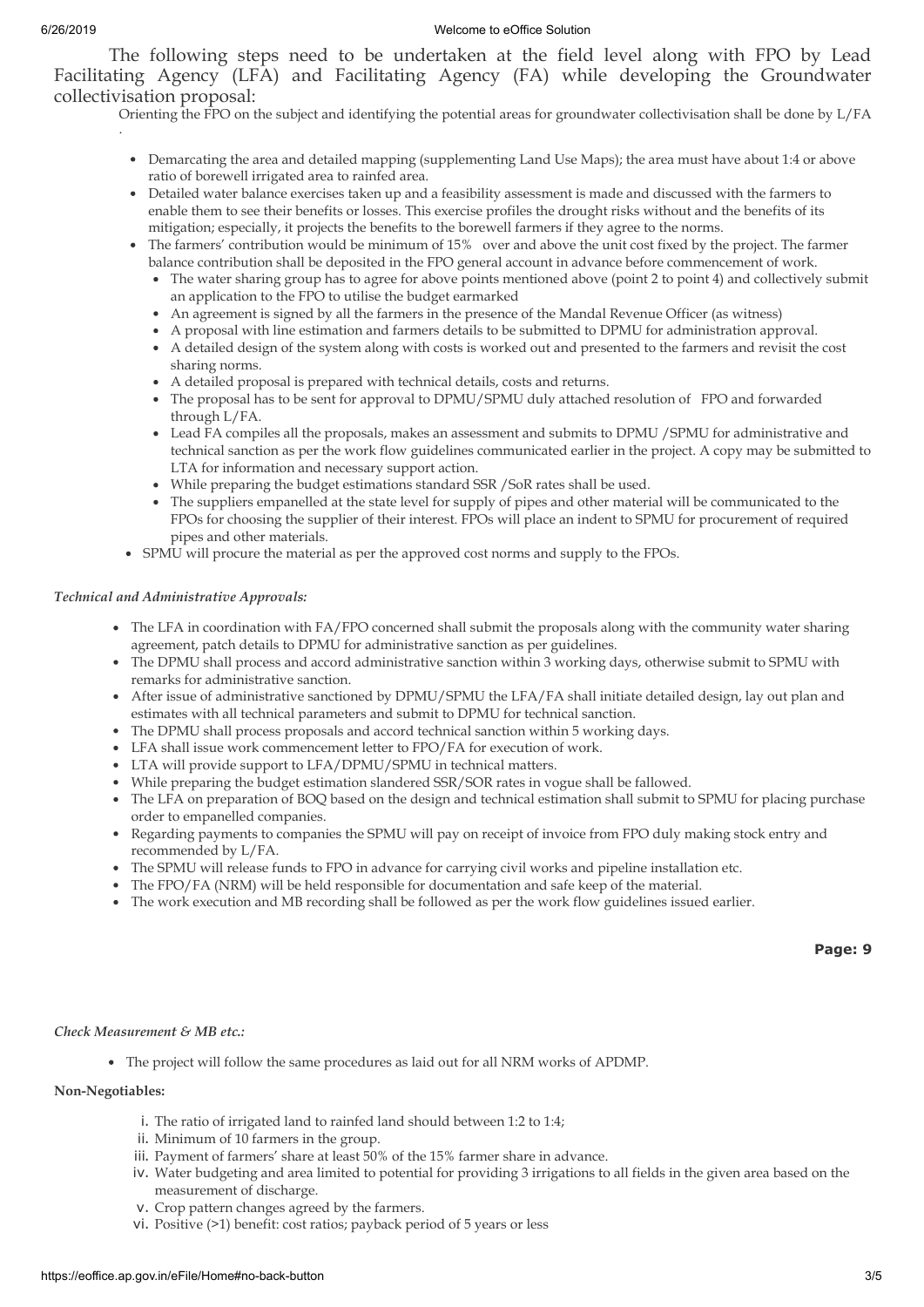The following steps need to be undertaken at the field level along with FPO by Lead Facilitating Agency (LFA) and Facilitating Agency (FA) while developing the Groundwater collectivisation proposal:

Orienting the FPO on the subject and identifying the potential areas for groundwater collectivisation shall be done by L/FA .

- Demarcating the area and detailed mapping (supplementing Land Use Maps); the area must have about 1:4 or above ratio of borewell irrigated area to rainfed area.
- Detailed water balance exercises taken up and a feasibility assessment is made and discussed with the farmers to enable them to see their benefits or losses. This exercise profiles the drought risks without and the benefits of its mitigation; especially, it projects the benefits to the borewell farmers if they agree to the norms.
- The farmers' contribution would be minimum of 15% over and above the unit cost fixed by the project. The farmer balance contribution shall be deposited in the FPO general account in advance before commencement of work.
  - The water sharing group has to agree for above points mentioned above (point 2 to point 4) and collectively submit an application to the FPO to utilise the budget earmarked
  - An agreement is signed by all the farmers in the presence of the Mandal Revenue Officer (as witness)
  - A proposal with line estimation and farmers details to be submitted to DPMU for administration approval.
  - A detailed design of the system along with costs is worked out and presented to the farmers and revisit the cost sharing norms.
  - A detailed proposal is prepared with technical details, costs and returns.
  - The proposal has to be sent for approval to DPMU/SPMU duly attached resolution of FPO and forwarded through L/FA.
  - Lead FA compiles all the proposals, makes an assessment and submits to DPMU /SPMU for administrative and technical sanction as per the work flow guidelines communicated earlier in the project. A copy may be submitted to LTA for information and necessary support action.
  - While preparing the budget estimations standard SSR /SoR rates shall be used.
  - The suppliers empanelled at the state level for supply of pipes and other material will be communicated to the FPOs for choosing the supplier of their interest. FPOs will place an indent to SPMU for procurement of required pipes and other materials.
- SPMU will procure the material as per the approved cost norms and supply to the FPOs.

*Technical and Administrative Approvals:*

- The LFA in coordination with FA/FPO concerned shall submit the proposals along with the community water sharing agreement, patch details to DPMU for administrative sanction as per guidelines.
- The DPMU shall process and accord administrative sanction within 3 working days, otherwise submit to SPMU with remarks for administrative sanction.
- After issue of administrative sanctioned by DPMU/SPMU the LFA/FA shall initiate detailed design, lay out plan and estimates with all technical parameters and submit to DPMU for technical sanction.
- The DPMU shall process proposals and accord technical sanction within 5 working days.
- LFA shall issue work commencement letter to FPO/FA for execution of work.
- LTA will provide support to LFA/DPMU/SPMU in technical matters.
- While preparing the budget estimation slandered SSR/SOR rates in vogue shall be fallowed.
- The LFA on preparation of BOQ based on the design and technical estimation shall submit to SPMU for placing purchase order to empanelled companies.
- Regarding payments to companies the SPMU will pay on receipt of invoice from FPO duly making stock entry and recommended by L/FA.
- The SPMU will release funds to FPO in advance for carrying civil works and pipeline installation etc.
- The FPO/FA (NRM) will be held responsible for documentation and safe keep of the material.
- The work execution and MB recording shall be followed as per the work flow guidelines issued earlier.

*Check Measurement & MB etc.:*

- The project will follow the same procedures as laid out for all NRM works of APDMP.

**Non-Negotiables:**

i. The ratio of irrigated land to rainfed land should between 1:2 to 1:4;
ii. Minimum of 10 farmers in the group.
iii. Payment of farmers' share at least 50% of the 15% farmer share in advance.
iv. Water budgeting and area limited to potential for providing 3 irrigations to all fields in the given area based on the measurement of discharge.
v. Crop pattern changes agreed by the farmers.
vi. Positive (>1) benefit: cost ratios; payback period of 5 years or less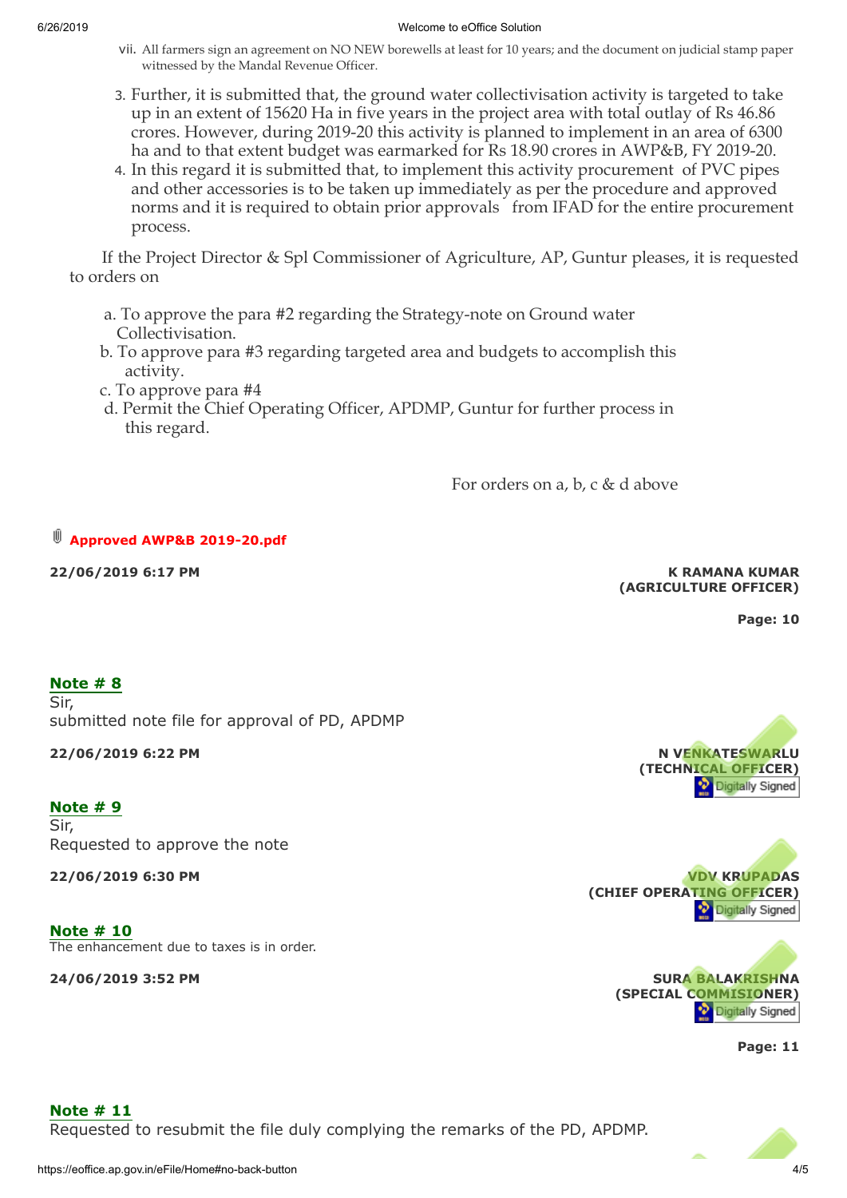vii. All farmers sign an agreement on NO NEW borewells at least for 10 years; and the document on judicial stamp paper witnessed by the Mandal Revenue Officer.

3. Further, it is submitted that, the ground water collectivisation activity is targeted to take up in an extent of 15620 Ha in five years in the project area with total outlay of Rs 46.86 crores. However, during 2019-20 this activity is planned to implement in an area of 6300 ha and to that extent budget was earmarked for Rs 18.90 crores in AWP&B, FY 2019-20.
4. In this regard it is submitted that, to implement this activity procurement of PVC pipes and other accessories is to be taken up immediately as per the procedure and approved norms and it is required to obtain prior approvals from IFAD for the entire procurement process.

If the Project Director & Spl Commissioner of Agriculture, AP, Guntur pleases, it is requested to orders on

a. To approve the para #2 regarding the Strategy-note on Ground water Collectivisation.
b. To approve para #3 regarding targeted area and budgets to accomplish this activity.
c. To approve para #4
d. Permit the Chief Operating Officer, APDMP, Guntur for further process in this regard.

For orders on a, b, c & d above

**Approved AWP&B 2019-20.pdf**

**22/06/2019 6:17 PM**

**K RAMANA KUMAR**
**(AGRICULTURE OFFICER)**

**Page: 10**

**Note # 8**

Sir,
submitted note file for approval of PD, APDMP

**22/06/2019 6:22 PM**

**N VENKATESWARLU**
**(TECHNICAL OFFICER)**
Digitally Signed

**Note # 9**

Sir,
Requested to approve the note

**22/06/2019 6:30 PM**

**VDV KRUPADAS**
**(CHIEF OPERATING OFFICER)**
Digitally Signed

**Note # 10**

The enhancement due to taxes is in order.

**24/06/2019 3:52 PM**

**SURA BALAKRISHNA**
**(SPECIAL COMMISIONER)**
Digitally Signed

**Page: 11**

**Note # 11**

Requested to resubmit the file duly complying the remarks of the PD, APDMP.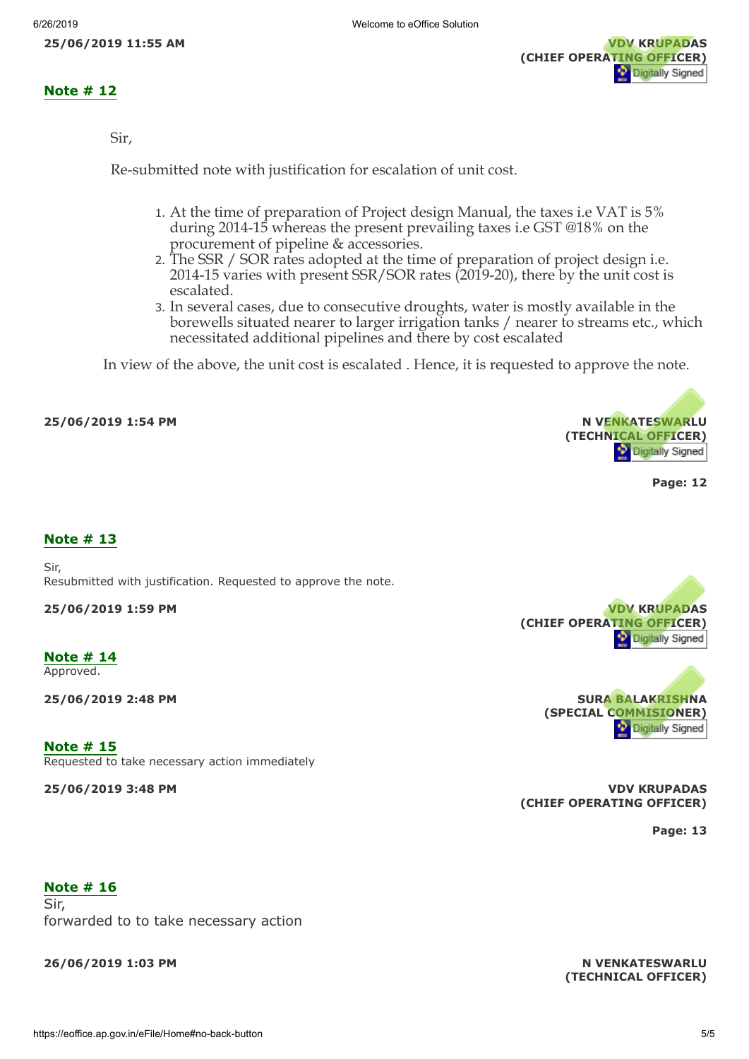**25/06/2019 11:55 AM**

**VDV KRUPADAS**
**(CHIEF OPERATING OFFICER)**
Digitally Signed

**Note # 12**

Sir,

Re-submitted note with justification for escalation of unit cost.

1. At the time of preparation of Project design Manual, the taxes i.e VAT is 5% during 2014-15 whereas the present prevailing taxes i.e GST @18% on the procurement of pipeline & accessories.
2. The SSR / SOR rates adopted at the time of preparation of project design i.e. 2014-15 varies with present SSR/SOR rates (2019-20), there by the unit cost is escalated.
3. In several cases, due to consecutive droughts, water is mostly available in the borewells situated nearer to larger irrigation tanks / nearer to streams etc., which necessitated additional pipelines and there by cost escalated

In view of the above, the unit cost is escalated . Hence, it is requested to approve the note.

**25/06/2019 1:54 PM**

**N VENKATESWARLU**
**(TECHNICAL OFFICER)**
Digitally Signed

**Page: 12**

**Note # 13**

Sir,
Resubmitted with justification. Requested to approve the note.

**25/06/2019 1:59 PM**

**VDV KRUPADAS**
**(CHIEF OPERATING OFFICER)**
Digitally Signed

**Note # 14**
Approved.

**25/06/2019 2:48 PM**

**SURA BALAKRISHNA**
**(SPECIAL COMMISIONER)**
Digitally Signed

**Note # 15**
Requested to take necessary action immediately

**25/06/2019 3:48 PM**

**VDV KRUPADAS**
**(CHIEF OPERATING OFFICER)**

**Page: 13**

**Note # 16**
Sir,
forwarded to to take necessary action

**26/06/2019 1:03 PM**

**N VENKATESWARLU**
**(TECHNICAL OFFICER)**